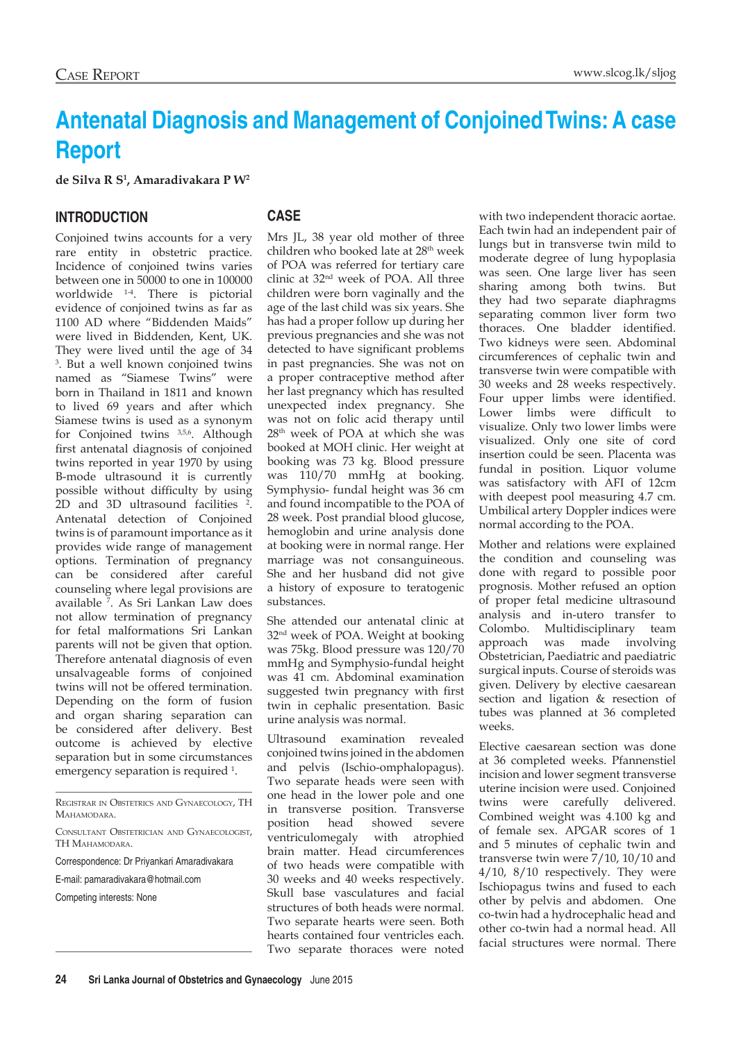# Antenatal Diagnosis and Management of Conjoined Twins: A case Report

**de Silva R S[1], Amaradivakara P W[2]**

## INTRODUCTION

Conjoined twins accounts for a very rare entity in obstetric practice. Incidence of conjoined twins varies between one in 50000 to one in 100000 worldwide [1-4]. There is pictorial evidence of conjoined twins as far as 1100 AD where "Biddenden Maids" were lived in Biddenden, Kent, UK. They were lived until the age of 34 [3]. But a well known conjoined twins named as "Siamese Twins" were born in Thailand in 1811 and known to lived 69 years and after which Siamese twins is used as a synonym for Conjoined twins [3,5,6]. Although first antenatal diagnosis of conjoined twins reported in year 1970 by using B-mode ultrasound it is currently possible without difficulty by using 2D and 3D ultrasound facilities [2]. Antenatal detection of Conjoined twins is of paramount importance as it provides wide range of management options. Termination of pregnancy can be considered after careful counseling where legal provisions are available [7]. As Sri Lankan Law does not allow termination of pregnancy for fetal malformations Sri Lankan parents will not be given that option. Therefore antenatal diagnosis of even unsalvageable forms of conjoined twins will not be offered termination. Depending on the form of fusion and organ sharing separation can be considered after delivery. Best outcome is achieved by elective separation but in some circumstances emergency separation is required [1].

Registrar in Obstetrics and Gynaecology, TH Mahamodara.

Consultant Obstetrician and Gynaecologist, TH Mahamodara.

Correspondence: Dr Priyankari Amaradivakara

E-mail: pamaradivakara@hotmail.com

Competing interests: None

## CASE

Mrs JL, 38 year old mother of three children who booked late at 28th week of POA was referred for tertiary care clinic at 32nd week of POA. All three children were born vaginally and the age of the last child was six years. She has had a proper follow up during her previous pregnancies and she was not detected to have significant problems in past pregnancies. She was not on a proper contraceptive method after her last pregnancy which has resulted unexpected index pregnancy. She was not on folic acid therapy until 28th week of POA at which she was booked at MOH clinic. Her weight at booking was 73 kg. Blood pressure was 110/70 mmHg at booking. Symphysio- fundal height was 36 cm and found incompatible to the POA of 28 week. Post prandial blood glucose, hemoglobin and urine analysis done at booking were in normal range. Her marriage was not consanguineous. She and her husband did not give a history of exposure to teratogenic substances.

She attended our antenatal clinic at 32nd week of POA. Weight at booking was 75kg. Blood pressure was 120/70 mmHg and Symphysio-fundal height was 41 cm. Abdominal examination suggested twin pregnancy with first twin in cephalic presentation. Basic urine analysis was normal.

Ultrasound examination revealed conjoined twins joined in the abdomen and pelvis (Ischio-omphalopagus). Two separate heads were seen with one head in the lower pole and one in transverse position. Transverse position head showed severe ventriculomegaly with atrophied brain matter. Head circumferences of two heads were compatible with 30 weeks and 40 weeks respectively. Skull base vasculatures and facial structures of both heads were normal. Two separate hearts were seen. Both hearts contained four ventricles each. Two separate thoraces were noted with two independent thoracic aortae. Each twin had an independent pair of lungs but in transverse twin mild to moderate degree of lung hypoplasia was seen. One large liver has seen sharing among both twins. But they had two separate diaphragms separating common liver form two thoraces. One bladder identified. Two kidneys were seen. Abdominal circumferences of cephalic twin and transverse twin were compatible with 30 weeks and 28 weeks respectively. Four upper limbs were identified. Lower limbs were difficult to visualize. Only two lower limbs were visualized. Only one site of cord insertion could be seen. Placenta was fundal in position. Liquor volume was satisfactory with AFI of 12cm with deepest pool measuring 4.7 cm. Umbilical artery Doppler indices were normal according to the POA.

Mother and relations were explained the condition and counseling was done with regard to possible poor prognosis. Mother refused an option of proper fetal medicine ultrasound analysis and in-utero transfer to Colombo. Multidisciplinary team approach was made involving Obstetrician, Paediatric and paediatric surgical inputs. Course of steroids was given. Delivery by elective caesarean section and ligation & resection of tubes was planned at 36 completed weeks.

Elective caesarean section was done at 36 completed weeks. Pfannenstiel incision and lower segment transverse uterine incision were used. Conjoined twins were carefully delivered. Combined weight was 4.100 kg and of female sex. APGAR scores of 1 and 5 minutes of cephalic twin and transverse twin were 7/10, 10/10 and 4/10, 8/10 respectively. They were Ischiopagus twins and fused to each other by pelvis and abdomen. One co-twin had a hydrocephalic head and other co-twin had a normal head. All facial structures were normal. There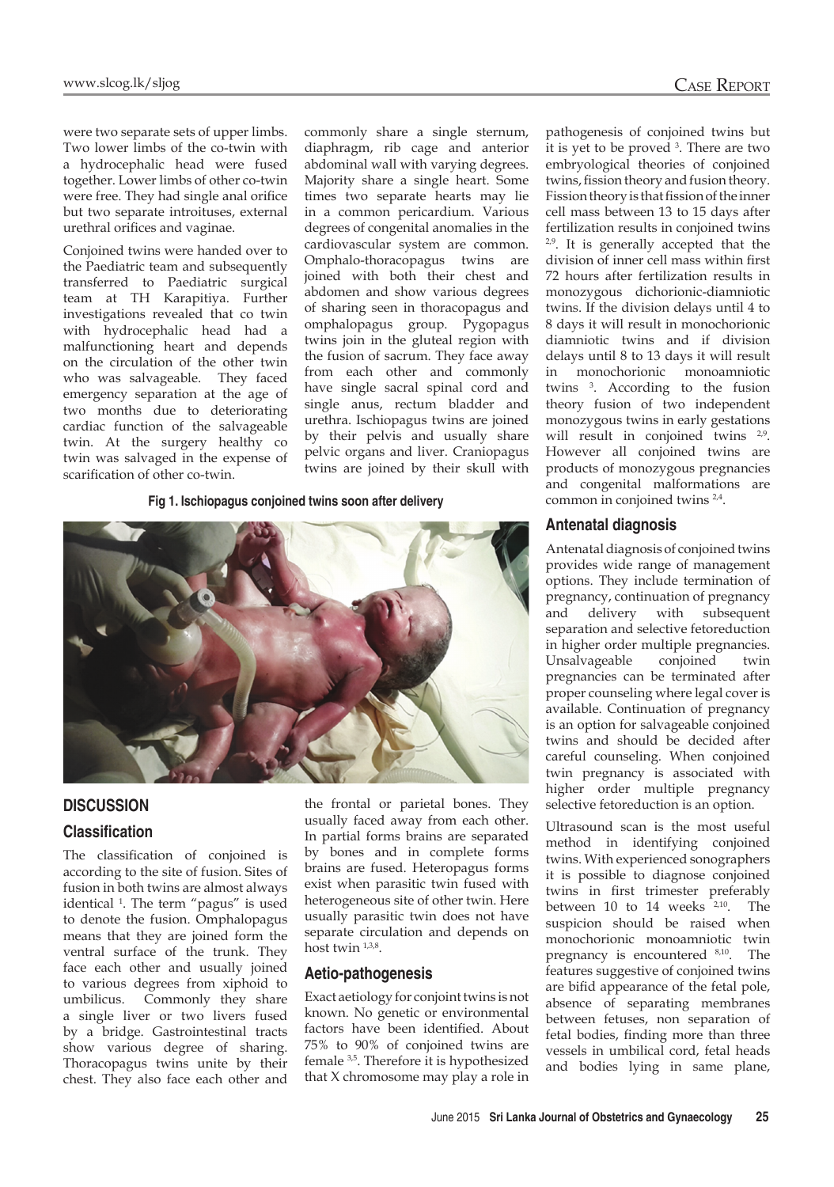were two separate sets of upper limbs. Two lower limbs of the co-twin with a hydrocephalic head were fused together. Lower limbs of other co-twin were free. They had single anal orifice but two separate introituses, external urethral orifices and vaginae.

Conjoined twins were handed over to the Paediatric team and subsequently transferred to Paediatric surgical team at TH Karapitiya. Further investigations revealed that co twin with hydrocephalic head had a malfunctioning heart and depends on the circulation of the other twin who was salvageable. They faced emergency separation at the age of two months due to deteriorating cardiac function of the salvageable twin. At the surgery healthy co twin was salvaged in the expense of scarification of other co-twin.

**Fig 1. Ischiopagus conjoined twins soon after delivery**

## DISCUSSION

### Classification

The classification of conjoined is according to the site of fusion. Sites of fusion in both twins are almost always identical [1]. The term "pagus" is used to denote the fusion. Omphalopagus means that they are joined form the ventral surface of the trunk. They face each other and usually joined to various degrees from xiphoid to umbilicus. Commonly they share a single liver or two livers fused by a bridge. Gastrointestinal tracts show various degree of sharing. Thoracopagus twins unite by their chest. They also face each other and commonly share a single sternum, diaphragm, rib cage and anterior abdominal wall with varying degrees. Majority share a single heart. Some times two separate hearts may lie in a common pericardium. Various degrees of congenital anomalies in the cardiovascular system are common. Omphalo-thoracopagus twins are joined with both their chest and abdomen and show various degrees of sharing seen in thoracopagus and omphalopagus group. Pygopagus twins join in the gluteal region with the fusion of sacrum. They face away from each other and commonly have single sacral spinal cord and single anus, rectum bladder and urethra. Ischiopagus twins are joined by their pelvis and usually share pelvic organs and liver. Craniopagus twins are joined by their skull with the frontal or parietal bones. They usually faced away from each other. In partial forms brains are separated by bones and in complete forms brains are fused. Heteropagus forms exist when parasitic twin fused with heterogeneous site of other twin. Here usually parasitic twin does not have separate circulation and depends on host twin [1,3,8].

### Aetio-pathogenesis

Exact aetiology for conjoint twins is not known. No genetic or environmental factors have been identified. About 75% to 90% of conjoined twins are female [3,5]. Therefore it is hypothesized that X chromosome may play a role in pathogenesis of conjoined twins but it is yet to be proved [3]. There are two embryological theories of conjoined twins, fission theory and fusion theory. Fission theory is that fission of the inner cell mass between 13 to 15 days after fertilization results in conjoined twins [2,9]. It is generally accepted that the division of inner cell mass within first 72 hours after fertilization results in monozygous dichorionic-diamniotic twins. If the division delays until 4 to 8 days it will result in monochorionic diamniotic twins and if division delays until 8 to 13 days it will result in monochorionic monoamniotic twins [3]. According to the fusion theory fusion of two independent monozygous twins in early gestations will result in conjoined twins [2,9]. However all conjoined twins are products of monozygous pregnancies and congenital malformations are common in conjoined twins [2,4].

### Antenatal diagnosis

Antenatal diagnosis of conjoined twins provides wide range of management options. They include termination of pregnancy, continuation of pregnancy and delivery with subsequent separation and selective fetoreduction in higher order multiple pregnancies. Unsalvageable conjoined twin pregnancies can be terminated after proper counseling where legal cover is available. Continuation of pregnancy is an option for salvageable conjoined twins and should be decided after careful counseling. When conjoined twin pregnancy is associated with higher order multiple pregnancy selective fetoreduction is an option.

Ultrasound scan is the most useful method in identifying conjoined twins. With experienced sonographers it is possible to diagnose conjoined twins in first trimester preferably between 10 to 14 weeks [2,10]. The suspicion should be raised when monochorionic monoamniotic twin pregnancy is encountered [8,10]. The features suggestive of conjoined twins are bifid appearance of the fetal pole, absence of separating membranes between fetuses, non separation of fetal bodies, finding more than three vessels in umbilical cord, fetal heads and bodies lying in same plane,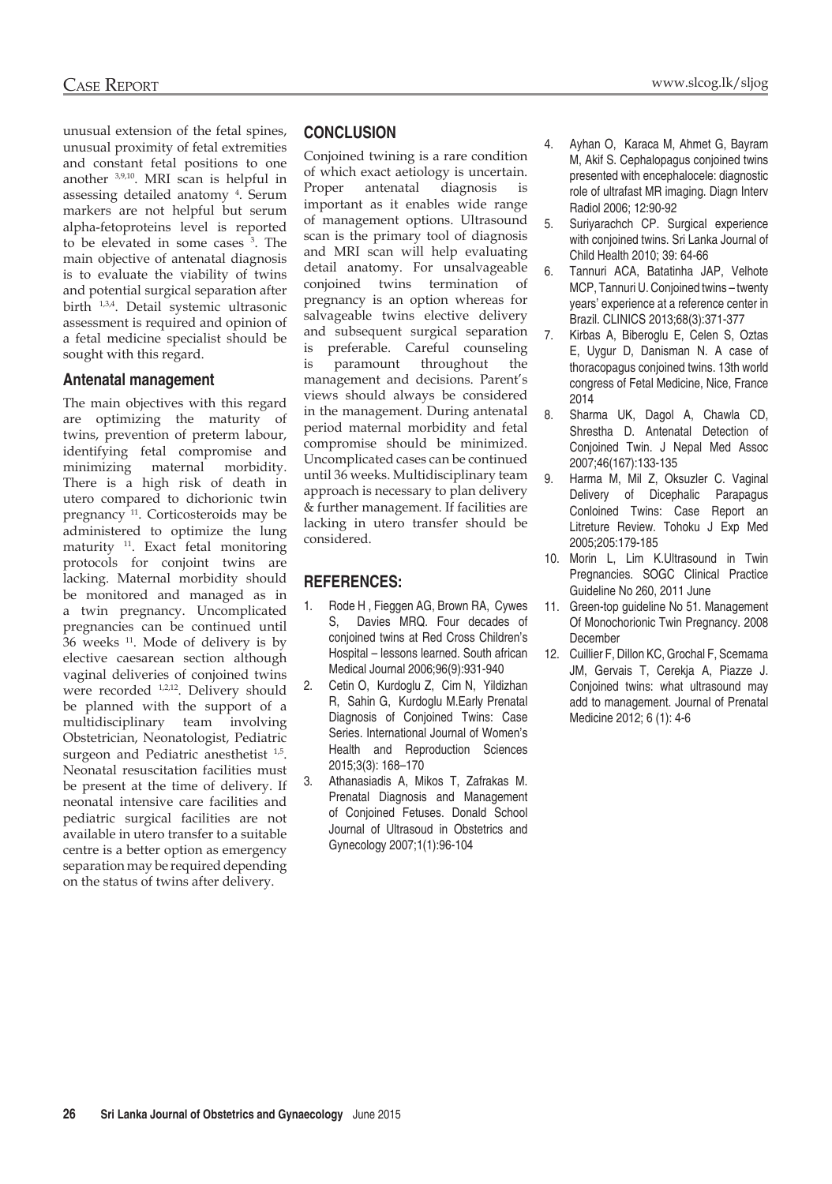unusual extension of the fetal spines, unusual proximity of fetal extremities and constant fetal positions to one another [3,9,10]. MRI scan is helpful in assessing detailed anatomy [4]. Serum markers are not helpful but serum alpha-fetoproteins level is reported to be elevated in some cases [3]. The main objective of antenatal diagnosis is to evaluate the viability of twins and potential surgical separation after birth [1,3,4]. Detail systemic ultrasonic assessment is required and opinion of a fetal medicine specialist should be sought with this regard.

### Antenatal management

The main objectives with this regard are optimizing the maturity of twins, prevention of preterm labour, identifying fetal compromise and minimizing maternal morbidity. There is a high risk of death in utero compared to dichorionic twin pregnancy [11]. Corticosteroids may be administered to optimize the lung maturity [11]. Exact fetal monitoring protocols for conjoint twins are lacking. Maternal morbidity should be monitored and managed as in a twin pregnancy. Uncomplicated pregnancies can be continued until 36 weeks [11]. Mode of delivery is by elective caesarean section although vaginal deliveries of conjoined twins were recorded [1,2,12]. Delivery should be planned with the support of a multidisciplinary team involving Obstetrician, Neonatologist, Pediatric surgeon and Pediatric anesthetist [1,5]. Neonatal resuscitation facilities must be present at the time of delivery. If neonatal intensive care facilities and pediatric surgical facilities are not available in utero transfer to a suitable centre is a better option as emergency separation may be required depending on the status of twins after delivery.

## CONCLUSION

Conjoined twining is a rare condition of which exact aetiology is uncertain. Proper antenatal diagnosis is important as it enables wide range of management options. Ultrasound scan is the primary tool of diagnosis and MRI scan will help evaluating detail anatomy. For unsalvageable conjoined twins termination of pregnancy is an option whereas for salvageable twins elective delivery and subsequent surgical separation is preferable. Careful counseling is paramount throughout the management and decisions. Parent's views should always be considered in the management. During antenatal period maternal morbidity and fetal compromise should be minimized. Uncomplicated cases can be continued until 36 weeks. Multidisciplinary team approach is necessary to plan delivery & further management. If facilities are lacking in utero transfer should be considered.

## REFERENCES:

1. Rode H , Fieggen AG, Brown RA, Cywes S, Davies MRQ. Four decades of conjoined twins at Red Cross Children's Hospital – lessons learned. South african Medical Journal 2006;96(9):931-940
2. Cetin O, Kurdoglu Z, Cim N, Yildizhan R, Sahin G, Kurdoglu M.Early Prenatal Diagnosis of Conjoined Twins: Case Series. International Journal of Women's Health and Reproduction Sciences 2015;3(3): 168–170
3. Athanasiadis A, Mikos T, Zafrakas M. Prenatal Diagnosis and Management of Conjoined Fetuses. Donald School Journal of Ultrasoud in Obstetrics and Gynecology 2007;1(1):96-104
4. Ayhan O, Karaca M, Ahmet G, Bayram M, Akif S. Cephalopagus conjoined twins presented with encephalocele: diagnostic role of ultrafast MR imaging. Diagn Interv Radiol 2006; 12:90-92
5. Suriyarachch CP. Surgical experience with conjoined twins. Sri Lanka Journal of Child Health 2010; 39: 64-66
6. Tannuri ACA, Batatinha JAP, Velhote MCP, Tannuri U. Conjoined twins – twenty years' experience at a reference center in Brazil. CLINICS 2013;68(3):371-377
7. Kirbas A, Biberoglu E, Celen S, Oztas E, Uygur D, Danisman N. A case of thoracopagus conjoined twins. 13th world congress of Fetal Medicine, Nice, France 2014
8. Sharma UK, Dagol A, Chawla CD, Shrestha D. Antenatal Detection of Conjoined Twin. J Nepal Med Assoc 2007;46(167):133-135
9. Harma M, Mil Z, Oksuzler C. Vaginal Delivery of Dicephalic Parapagus Conloined Twins: Case Report an Litreture Review. Tohoku J Exp Med 2005;205:179-185
10. Morin L, Lim K.Ultrasound in Twin Pregnancies. SOGC Clinical Practice Guideline No 260, 2011 June
11. Green-top guideline No 51. Management Of Monochorionic Twin Pregnancy. 2008 December
12. Cuillier F, Dillon KC, Grochal F, Scemama JM, Gervais T, Cerekja A, Piazze J. Conjoined twins: what ultrasound may add to management. Journal of Prenatal Medicine 2012; 6 (1): 4-6